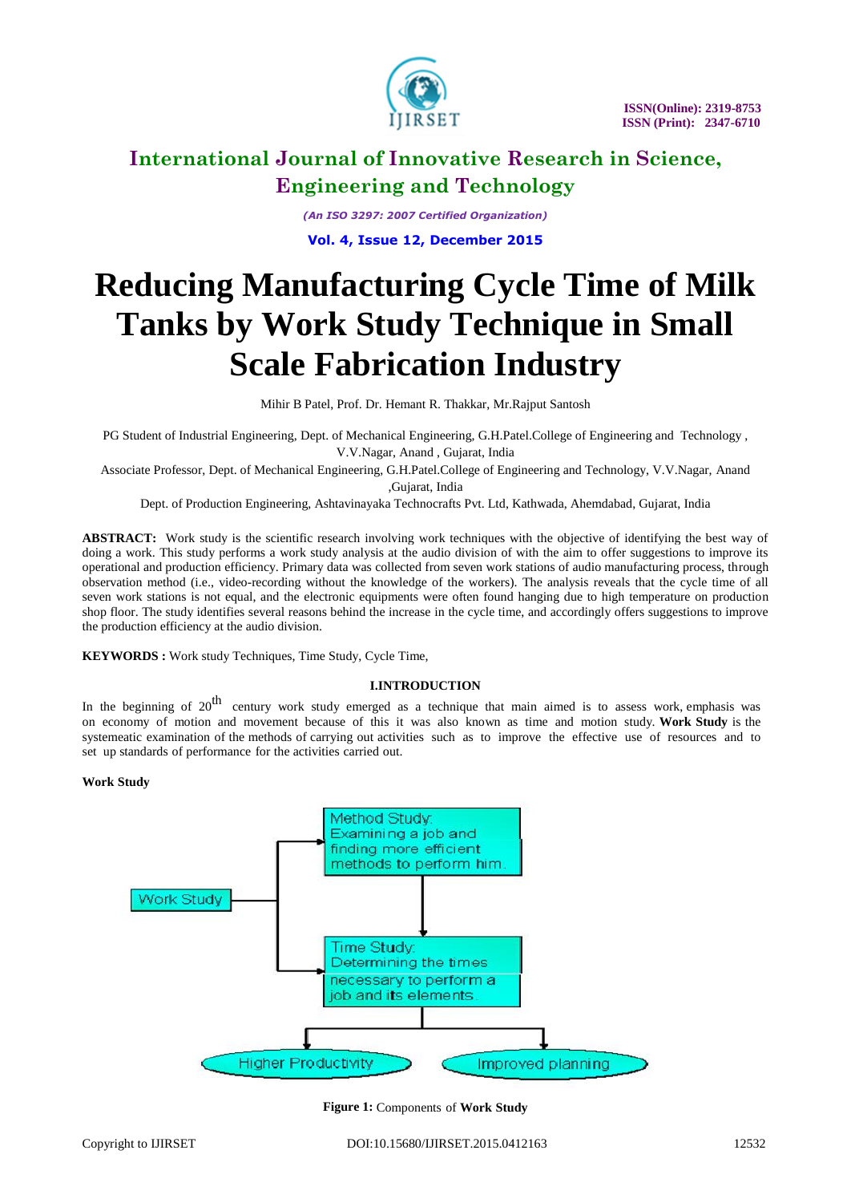# International Journal of Innovative Research in Science, Engineering and Technology

*(An ISO 3297: 2007 Certified Organization)*

**Vol. 4, Issue 12, December 2015**

# Reducing Manufacturing Cycle Time of Milk Tanks by Work Study Technique in Small Scale Fabrication Industry

Mihir B Patel, Prof. Dr. Hemant R. Thakkar, Mr.Rajput Santosh

PG Student of Industrial Engineering, Dept. of Mechanical Engineering, G.H.Patel.College of Engineering and Technology , V.V.Nagar, Anand , Gujarat, India

Associate Professor, Dept. of Mechanical Engineering, G.H.Patel.College of Engineering and Technology, V.V.Nagar, Anand ,Gujarat, India

Dept. of Production Engineering, Ashtavinayaka Technocrafts Pvt. Ltd, Kathwada, Ahemdabad, Gujarat, India

**ABSTRACT:** Work study is the scientific research involving work techniques with the objective of identifying the best way of doing a work. This study performs a work study analysis at the audio division of with the aim to offer suggestions to improve its operational and production efficiency. Primary data was collected from seven work stations of audio manufacturing process, through observation method (i.e., video-recording without the knowledge of the workers). The analysis reveals that the cycle time of all seven work stations is not equal, and the electronic equipments were often found hanging due to high temperature on production shop floor. The study identifies several reasons behind the increase in the cycle time, and accordingly offers suggestions to improve the production efficiency at the audio division.

**KEYWORDS :** Work study Techniques, Time Study, Cycle Time,

## I.INTRODUCTION

In the beginning of 20th century work study emerged as a technique that main aimed is to assess work, emphasis was on economy of motion and movement because of this it was also known as time and motion study. **Work Study** is the systemeatic examination of the methods of carrying out activities such as to improve the effective use of resources and to set up standards of performance for the activities carried out.

**Work Study**

Work Study → Method Study: Examining a job and finding more efficient methods to perform him. → Time Study: Determining the times necessary to perform a job and its elements. → Higher Productivity / Improved planning

**Figure 1:** Components of **Work Study**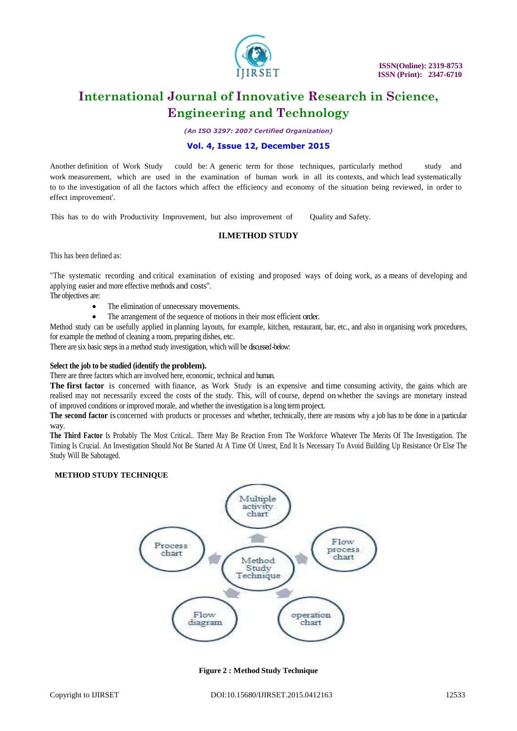Another definition of Work Study could be: A generic term for those techniques, particularly method study and work measurement, which are used in the examination of human work in all its contexts, and which lead systematically to to the investigation of all the factors which affect the efficiency and economy of the situation being reviewed, in order to effect improvement'.

This has to do with Productivity Improvement, but also improvement of Quality and Safety.

## II.METHOD STUDY

This has been defined as:

"The systematic recording and critical examination of existing and proposed ways of doing work, as a means of developing and applying easier and more effective methods and costs".

The objectives are:

- The elimination of unnecessary movements.
- The arrangement of the sequence of motions in their most efficient order.

Method study can be usefully applied in planning layouts, for example, kitchen, restaurant, bar, etc., and also in organising work procedures, for example the method of cleaning a room, preparing dishes, etc.

There are six basic steps in a method study investigation, which will be discussed -below:

**Select the job to be studied (identify the problem).**

There are three factors which are involved here, economic, technical and human.

**The first factor** is concerned with finance, as Work Study is an expensive and time consuming activity, the gains which are realised may not necessarily exceed the costs of the study. This, will of course, depend on whether the savings are monetary instead of improved conditions or improved morale, and whether the investigation is a long term project.

**The second factor** is concerned with products or processes and whether, technically, there are reasons why a job has to be done in a particular way.

**The Third Factor** Is Probably The Most Critical.. There May Be Reaction From The Workforce Whatever The Merits Of The Investigation. The Timing Is Crucial. An Investigation Should Not Be Started At A Time Of Unrest, End It Is Necessary To Avoid Building Up Resistance Or Else The Study Will Be Sabotaged.

**METHOD STUDY TECHNIQUE**

Multiple activity chart

Process chart

Method Study Technique

Flow process chart

Flow diagram

operation chart

**Figure 2 : Method Study Technique**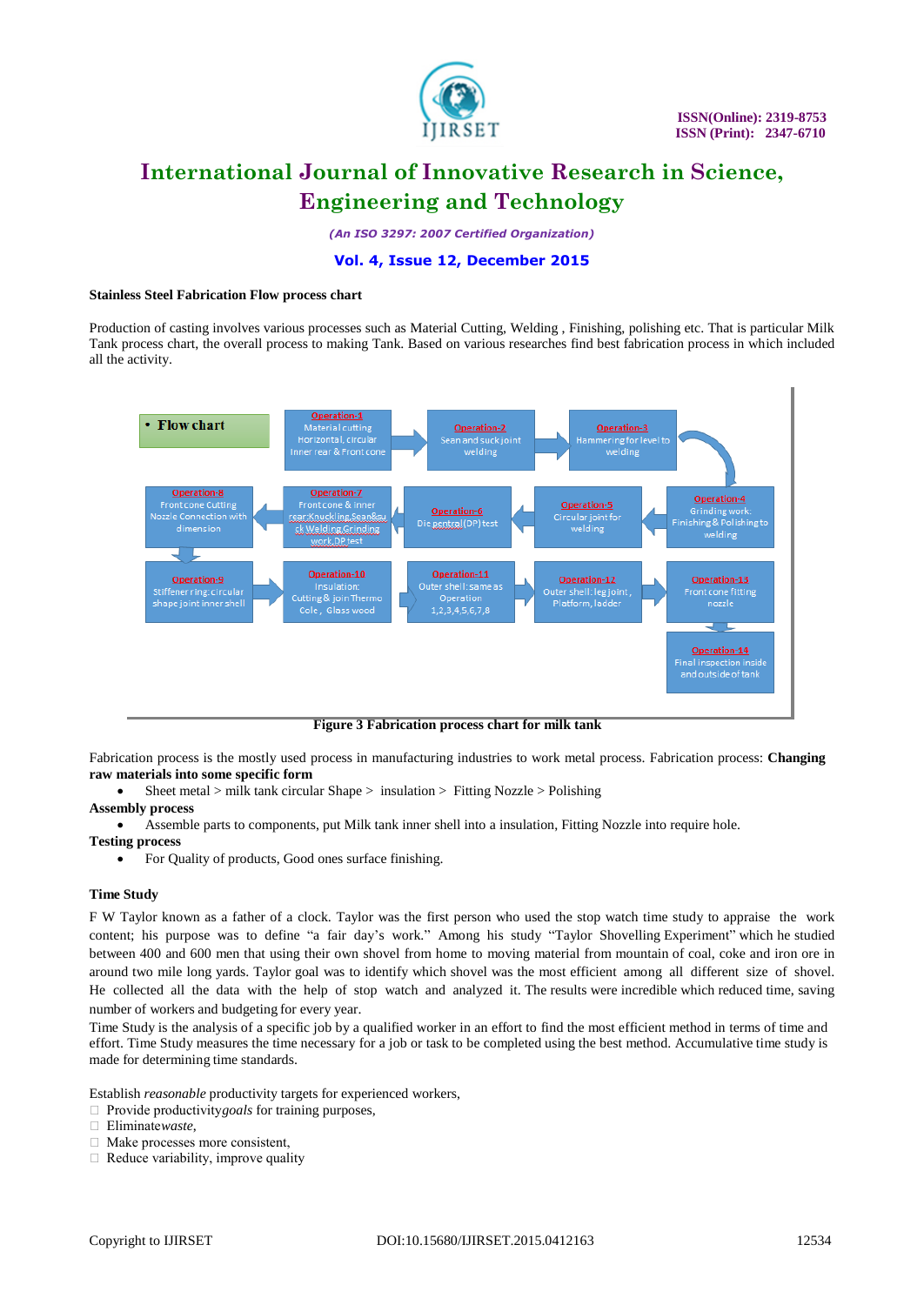**Stainless Steel Fabrication Flow process chart**

Production of casting involves various processes such as Material Cutting, Welding , Finishing, polishing etc. That is particular Milk Tank process chart, the overall process to making Tank. Based on various researches find best fabrication process in which included all the activity.

- Flow chart

Operation-1 Material cutting Horizontal, circular Inner rear & Front cone

Operation-2 Sean and suck joint welding

Operation-3 Hammering for level to welding

Operation-4 Grinding work: Finishing & Polishing to welding

Operation-5 Circular joint for welding

Operation-6 Die pentral(DP) test

Operation-7 Front cone & inner rear:Knuckling,Sean&suck Welding,Grinding work,DP test

Operation-8 Front cone Cutting Nozzle Connection with dimension

Operation-9 Stiffener ring:circular shape joint inner shell

Operation-10 Insulation: Cutting & join Thermo Cole, Glass wood

Operation-11 Outer shell: same as Operation 1,2,3,4,5,6,7,8

Operation-12 Outer shell: leg joint, Platform, ladder

Operation-13 Front cone fitting nozzle

Operation-14 Final inspection inside and outside of tank

**Figure 3 Fabrication process chart for milk tank**

Fabrication process is the mostly used process in manufacturing industries to work metal process. Fabrication process: **Changing raw materials into some specific form**

- Sheet metal > milk tank circular Shape > insulation > Fitting Nozzle > Polishing

**Assembly process**

- Assemble parts to components, put Milk tank inner shell into a insulation, Fitting Nozzle into require hole.

**Testing process**

- For Quality of products, Good ones surface finishing.

**Time Study**

F W Taylor known as a father of a clock. Taylor was the first person who used the stop watch time study to appraise the work content; his purpose was to define "a fair day's work." Among his study "Taylor Shovelling Experiment" which he studied between 400 and 600 men that using their own shovel from home to moving material from mountain of coal, coke and iron ore in around two mile long yards. Taylor goal was to identify which shovel was the most efficient among all different size of shovel. He collected all the data with the help of stop watch and analyzed it. The results were incredible which reduced time, saving number of workers and budgeting for every year.

Time Study is the analysis of a specific job by a qualified worker in an effort to find the most efficient method in terms of time and effort. Time Study measures the time necessary for a job or task to be completed using the best method. Accumulative time study is made for determining time standards.

Establish *reasonable* productivity targets for experienced workers,

- Provide productivity *goals* for training purposes,
- Eliminate *waste*,
- Make processes more consistent,
- Reduce variability, improve quality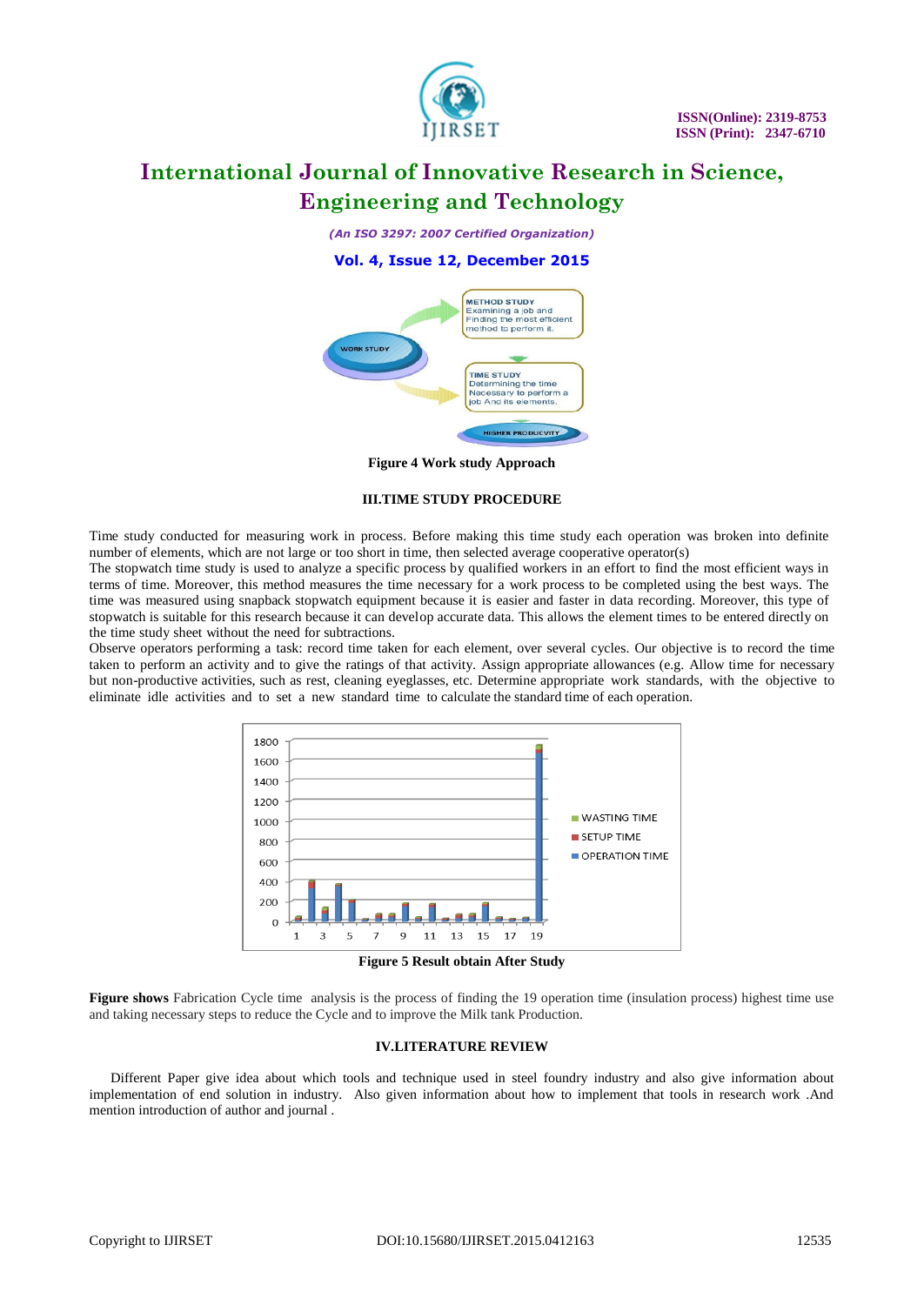**Figure 4 Work study Approach**

## III.TIME STUDY PROCEDURE

Time study conducted for measuring work in process. Before making this time study each operation was broken into definite number of elements, which are not large or too short in time, then selected average cooperative operator(s)

The stopwatch time study is used to analyze a specific process by qualified workers in an effort to find the most efficient ways in terms of time. Moreover, this method measures the time necessary for a work process to be completed using the best ways. The time was measured using snapback stopwatch equipment because it is easier and faster in data recording. Moreover, this type of stopwatch is suitable for this research because it can develop accurate data. This allows the element times to be entered directly on the time study sheet without the need for subtractions.

Observe operators performing a task: record time taken for each element, over several cycles. Our objective is to record the time taken to perform an activity and to give the ratings of that activity. Assign appropriate allowances (e.g. Allow time for necessary but non-productive activities, such as rest, cleaning eyeglasses, etc. Determine appropriate work standards, with the objective to eliminate idle activities and to set a new standard time to calculate the standard time of each operation.

**Figure 5 Result obtain After Study**

**Figure shows** Fabrication Cycle time analysis is the process of finding the 19 operation time (insulation process) highest time use and taking necessary steps to reduce the Cycle and to improve the Milk tank Production.

## IV.LITERATURE REVIEW

Different Paper give idea about which tools and technique used in steel foundry industry and also give information about implementation of end solution in industry. Also given information about how to implement that tools in research work .And mention introduction of author and journal .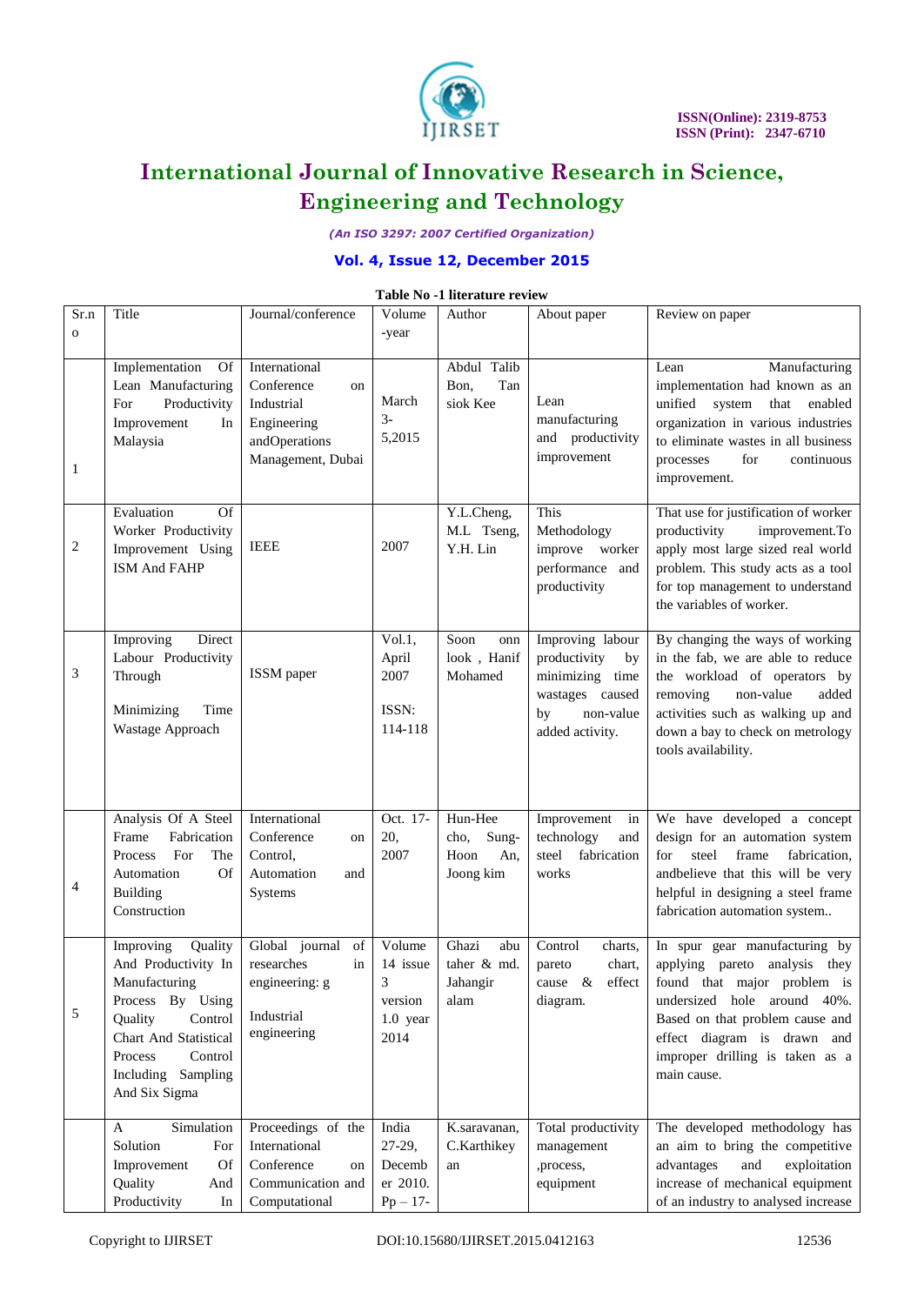**Table No -1 literature review**

| Sr.no | Title | Journal/conference | Volume -year | Author | About paper | Review on paper |
|---|---|---|---|---|---|---|
| 1 | Implementation Of Lean Manufacturing For Productivity Improvement In Malaysia | International Conference on Industrial Engineering andOperations Management, Dubai | March 3-5,2015 | Abdul Talib Bon, Tan siok Kee | Lean manufacturing and productivity improvement | Lean Manufacturing implementation had known as an unified system that enabled organization in various industries to eliminate wastes in all business processes for continuous improvement. |
| 2 | Evaluation Of Worker Productivity Improvement Using ISM And FAHP | IEEE | 2007 | Y.L.Cheng, M.L Tseng, Y.H. Lin | This Methodology improve worker performance and productivity | That use for justification of worker productivity improvement.To apply most large sized real world problem. This study acts as a tool for top management to understand the variables of worker. |
| 3 | Improving Direct Labour Productivity Through Minimizing Time Wastage Approach | ISSM paper | Vol.1, April 2007 ISSN: 114-118 | Soon onn look , Hanif Mohamed | Improving labour productivity by minimizing time wastages caused by non-value added activity. | By changing the ways of working in the fab, we are able to reduce the workload of operators by removing non-value added activities such as walking up and down a bay to check on metrology tools availability. |
| 4 | Analysis Of A Steel Frame Fabrication Process For The Automation Of Building Construction | International Conference on Control, Automation and Systems | Oct. 17-20, 2007 | Hun-Hee cho, Sung-Hoon An, Joong kim | Improvement in technology and steel fabrication works | We have developed a concept design for an automation system for steel frame fabrication, andbelieve that this will be very helpful in designing a steel frame fabrication automation system.. |
| 5 | Improving Quality And Productivity In Manufacturing Process By Using Quality Control Chart And Statistical Process Control Including Sampling And Six Sigma | Global journal of researches in engineering: g Industrial engineering | Volume 14 issue 3 version 1.0 year 2014 | Ghazi abu taher & md. Jahangir alam | Control charts, pareto chart, cause & effect diagram. | In spur gear manufacturing by applying pareto analysis they found that major problem is undersized hole around 40%. Based on that problem cause and effect diagram is drawn and improper drilling is taken as a main cause. |
|  | A Simulation Solution For Improvement Of Quality And Productivity In | Proceedings of the International Conference on Communication and Computational | India 27-29, December 2010. Pp – 17- | K.saravanan, C.Karthikeyan | Total productivity management ,process, equipment | The developed methodology has an aim to bring the competitive advantages and exploitation increase of mechanical equipment of an industry to analysed increase |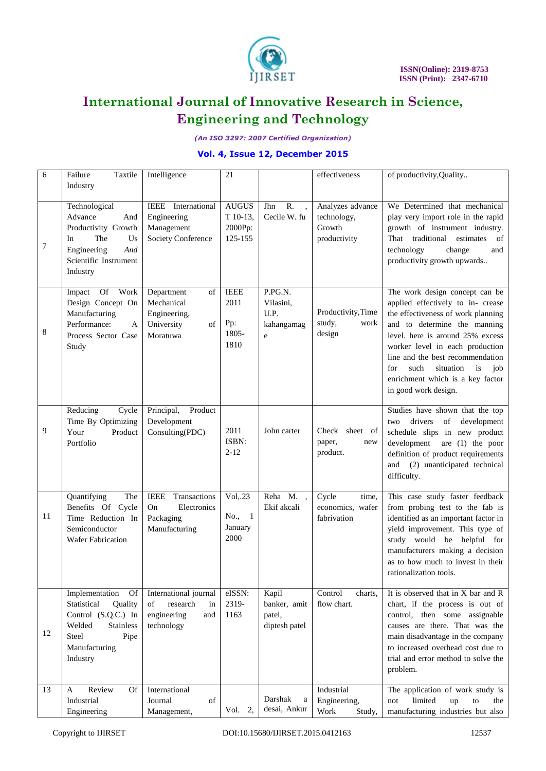| 6 | Failure Taxtile Industry | Intelligence | 21 | | effectiveness | of productivity,Quality.. |
|---|---|---|---|---|---|---|
| 7 | Technological Advance And Productivity Growth In The Us Engineering *And* Scientific Instrument Industry | IEEE International Engineering Management Society Conference | AUGUST 10-13, 2000Pp: 125-155 | Jhn R. , Cecile W. fu | Analyzes advance technology, Growth productivity | We Determined that mechanical play very import role in the rapid growth of instrument industry. That traditional estimates of technology change and productivity growth upwards.. |
| 8 | Impact Of Work Design Concept On Manufacturing Performance: A Process Sector Case Study | Department of Mechanical Engineering, University of Moratuwa | IEEE 2011 Pp: 1805-1810 | P.PG.N. Vilasini, U.P. kahangamage | Productivity,Time study, work design | The work design concept can be applied effectively to in- crease the effectiveness of work planning and to determine the manning level. here is around 25% excess worker level in each production line and the best recommendation for such situation is job enrichment which is a key factor in good work design. |
| 9 | Reducing Cycle Time By Optimizing Your Product Portfolio | Principal, Product Development Consulting(PDC) | 2011 ISBN: 2-12 | John carter | Check sheet of paper, new product. | Studies have shown that the top two drivers of development schedule slips in new product development are (1) the poor definition of product requirements and (2) unanticipated technical difficulty. |
| 11 | Quantifying The Benefits Of Cycle Time Reduction In Semiconductor Wafer Fabrication | IEEE Transactions On Electronics Packaging Manufacturing | Vol,.23 No., 1 January 2000 | Reha M. , Ekif akcali | Cycle time, economics, wafer fabrivation | This case study faster feedback from probing test to the fab is identified as an important factor in yield improvement. This type of study would be helpful for manufacturers making a decision as to how much to invest in their rationalization tools. |
| 12 | Implementation Of Statistical Quality Control (S.Q.C.) In Welded Stainless Steel Pipe Manufacturing Industry | International journal of research in engineering and technology | eISSN: 2319-1163 | Kapil banker, amit patel, diptesh patel | Control charts, flow chart. | It is observed that in X bar and R chart, if the process is out of control, then some assignable causes are there. That was the main disadvantage in the company to increased overhead cost due to trial and error method to solve the problem. |
| 13 | A Review Of Industrial Engineering | International Journal of Management, | Vol. 2, | Darshak a desai, Ankur | Industrial Engineering, Work Study, | The application of work study is not limited up to the manufacturing industries but also |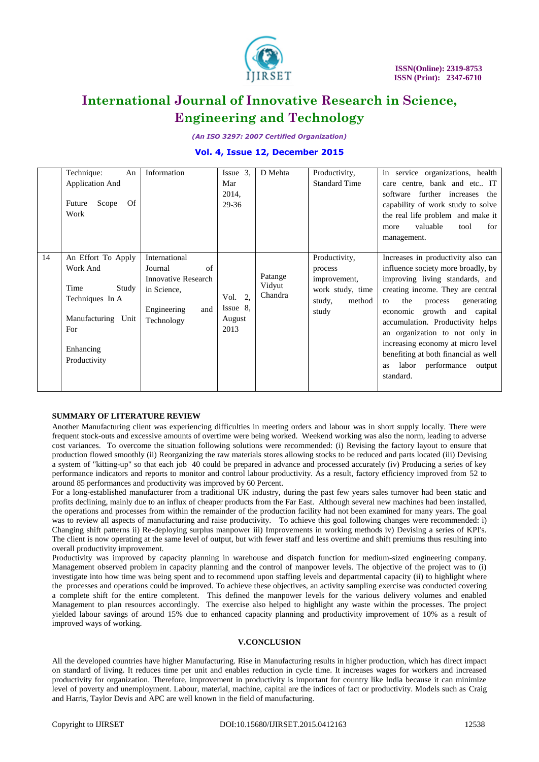|  | Technique: An Application And Future Scope Of Work | Information | Issue 3, Mar 2014, 29-36 | D Mehta | Productivity, Standard Time | in service organizations, health care centre, bank and etc.. IT software further increases the capability of work study to solve the real life problem and make it more valuable tool for management. |
|---|---|---|---|---|---|---|
| 14 | An Effort To Apply Work And Time Study Techniques In A Manufacturing Unit For Enhancing Productivity | International Journal of Innovative Research in Science, Engineering and Technology | Vol. 2, Issue 8, August 2013 | Patange Vidyut Chandra | Productivity, process improvement, work study, time study, method study | Increases in productivity also can influence society more broadly, by improving living standards, and creating income. They are central to the process generating economic growth and capital accumulation. Productivity helps an organization to not only in increasing economy at micro level benefiting at both financial as well as labor performance output standard. |

**SUMMARY OF LITERATURE REVIEW**

Another Manufacturing client was experiencing difficulties in meeting orders and labour was in short supply locally. There were frequent stock-outs and excessive amounts of overtime were being worked. Weekend working was also the norm, leading to adverse cost variances. To overcome the situation following solutions were recommended: (i) Revising the factory layout to ensure that production flowed smoothly (ii) Reorganizing the raw materials stores allowing stocks to be reduced and parts located (iii) Devising a system of "kitting-up" so that each job 40 could be prepared in advance and processed accurately (iv) Producing a series of key performance indicators and reports to monitor and control labour productivity. As a result, factory efficiency improved from 52 to around 85 performances and productivity was improved by 60 Percent.

For a long-established manufacturer from a traditional UK industry, during the past few years sales turnover had been static and profits declining, mainly due to an influx of cheaper products from the Far East. Although several new machines had been installed, the operations and processes from within the remainder of the production facility had not been examined for many years. The goal was to review all aspects of manufacturing and raise productivity. To achieve this goal following changes were recommended: i) Changing shift patterns ii) Re-deploying surplus manpower iii) Improvements in working methods iv) Devising a series of KPI's. The client is now operating at the same level of output, but with fewer staff and less overtime and shift premiums thus resulting into overall productivity improvement.

Productivity was improved by capacity planning in warehouse and dispatch function for medium-sized engineering company. Management observed problem in capacity planning and the control of manpower levels. The objective of the project was to (i) investigate into how time was being spent and to recommend upon staffing levels and departmental capacity (ii) to highlight where the processes and operations could be improved. To achieve these objectives, an activity sampling exercise was conducted covering a complete shift for the entire completent. This defined the manpower levels for the various delivery volumes and enabled Management to plan resources accordingly. The exercise also helped to highlight any waste within the processes. The project yielded labour savings of around 15% due to enhanced capacity planning and productivity improvement of 10% as a result of improved ways of working.

## V.CONCLUSION

All the developed countries have higher Manufacturing. Rise in Manufacturing results in higher production, which has direct impact on standard of living. It reduces time per unit and enables reduction in cycle time. It increases wages for workers and increased productivity for organization. Therefore, improvement in productivity is important for country like India because it can minimize level of poverty and unemployment. Labour, material, machine, capital are the indices of fact or productivity. Models such as Craig and Harris, Taylor Devis and APC are well known in the field of manufacturing.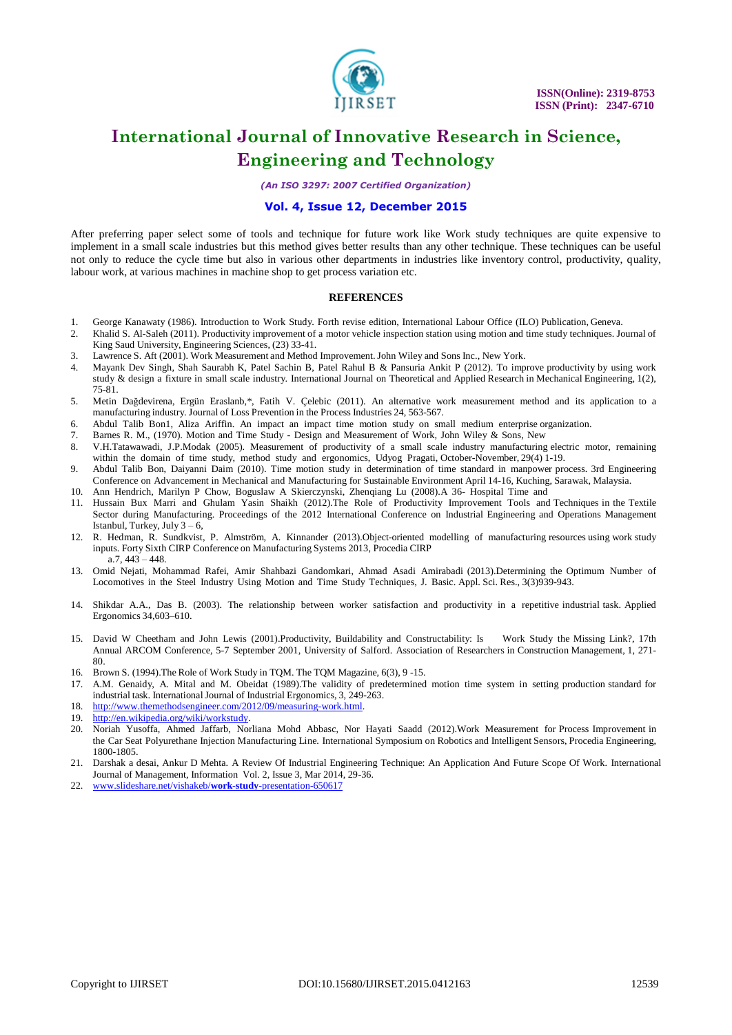After preferring paper select some of tools and technique for future work like Work study techniques are quite expensive to implement in a small scale industries but this method gives better results than any other technique. These techniques can be useful not only to reduce the cycle time but also in various other departments in industries like inventory control, productivity, quality, labour work, at various machines in machine shop to get process variation etc.

## REFERENCES

1. George Kanawaty (1986). Introduction to Work Study. Forth revise edition, International Labour Office (ILO) Publication, Geneva.
2. Khalid S. Al-Saleh (2011). Productivity improvement of a motor vehicle inspection station using motion and time study techniques. Journal of King Saud University, Engineering Sciences, (23) 33-41.
3. Lawrence S. Aft (2001). Work Measurement and Method Improvement. John Wiley and Sons Inc., New York.
4. Mayank Dev Singh, Shah Saurabh K, Patel Sachin B, Patel Rahul B & Pansuria Ankit P (2012). To improve productivity by using work study & design a fixture in small scale industry. International Journal on Theoretical and Applied Research in Mechanical Engineering, 1(2), 75-81.
5. Metin Dağdevirena, Ergün Eraslanb,*, Fatih V. Çelebic (2011). An alternative work measurement method and its application to a manufacturing industry. Journal of Loss Prevention in the Process Industries 24, 563-567.
6. Abdul Talib Bon1, Aliza Ariffin. An impact an impact time motion study on small medium enterprise organization.
7. Barnes R. M., (1970). Motion and Time Study - Design and Measurement of Work, John Wiley & Sons, New
8. V.H.Tatawawadi, J.P.Modak (2005). Measurement of productivity of a small scale industry manufacturing electric motor, remaining within the domain of time study, method study and ergonomics, Udyog Pragati, October-November, 29(4) 1-19.
9. Abdul Talib Bon, Daiyanni Daim (2010). Time motion study in determination of time standard in manpower process. 3rd Engineering Conference on Advancement in Mechanical and Manufacturing for Sustainable Environment April 14-16, Kuching, Sarawak, Malaysia.
10. Ann Hendrich, Marilyn P Chow, Boguslaw A Skierczynski, Zhenqiang Lu (2008).A 36- Hospital Time and
11. Hussain Bux Marri and Ghulam Yasin Shaikh (2012).The Role of Productivity Improvement Tools and Techniques in the Textile Sector during Manufacturing. Proceedings of the 2012 International Conference on Industrial Engineering and Operations Management Istanbul, Turkey, July 3 – 6,
12. R. Hedman, R. Sundkvist, P. Almström, A. Kinnander (2013).Object-oriented modelling of manufacturing resources using work study inputs. Forty Sixth CIRP Conference on Manufacturing Systems 2013, Procedia CIRP a.7, 443 – 448.
13. Omid Nejati, Mohammad Rafei, Amir Shahbazi Gandomkari, Ahmad Asadi Amirabadi (2013).Determining the Optimum Number of Locomotives in the Steel Industry Using Motion and Time Study Techniques, J. Basic. Appl. Sci. Res., 3(3)939-943.
14. Shikdar A.A., Das B. (2003). The relationship between worker satisfaction and productivity in a repetitive industrial task. Applied Ergonomics 34,603–610.
15. David W Cheetham and John Lewis (2001).Productivity, Buildability and Constructability: Is Work Study the Missing Link?, 17th Annual ARCOM Conference, 5-7 September 2001, University of Salford. Association of Researchers in Construction Management, 1, 271-80.
16. Brown S. (1994).The Role of Work Study in TQM. The TQM Magazine, 6(3), 9 -15.
17. A.M. Genaidy, A. Mital and M. Obeidat (1989).The validity of predetermined motion time system in setting production standard for industrial task. International Journal of Industrial Ergonomics, 3, 249-263.
18. http://www.themethodsengineer.com/2012/09/measuring-work.html.
19. http://en.wikipedia.org/wiki/workstudy.
20. Noriah Yusoffa, Ahmed Jaffarb, Norliana Mohd Abbasc, Nor Hayati Saadd (2012).Work Measurement for Process Improvement in the Car Seat Polyurethane Injection Manufacturing Line. International Symposium on Robotics and Intelligent Sensors, Procedia Engineering, 1800-1805.
21. Darshak a desai, Ankur D Mehta. A Review Of Industrial Engineering Technique: An Application And Future Scope Of Work. International Journal of Management, Information Vol. 2, Issue 3, Mar 2014, 29-36.
22. www.slideshare.net/vishakeb/**work-study**-presentation-650617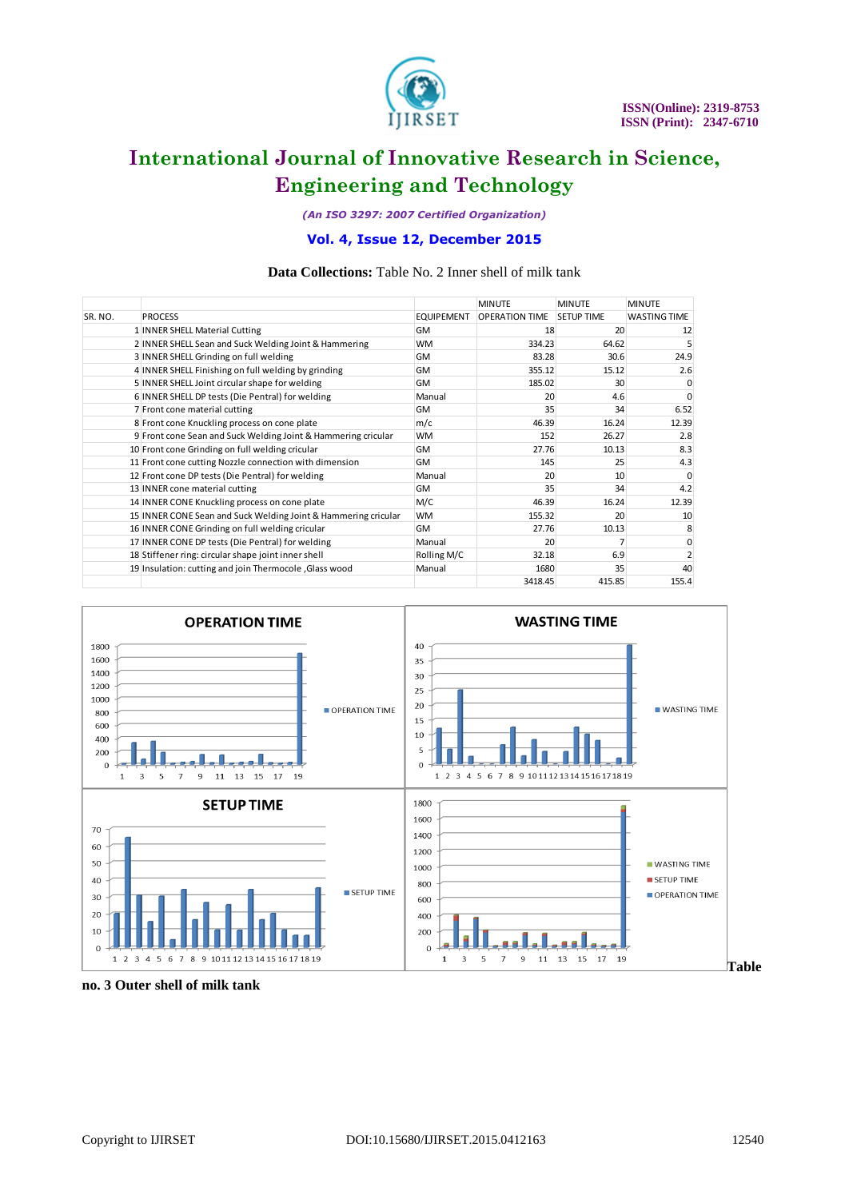**Data Collections:** Table No. 2 Inner shell of milk tank

| SR. NO. | PROCESS | EQUIPEMENT | MINUTE OPERATION TIME | MINUTE SETUP TIME | MINUTE WASTING TIME |
|---|---|---|---|---|---|
| 1 | INNER SHELL Material Cutting | GM | 18 | 20 | 12 |
| 2 | INNER SHELL Sean and Suck Welding Joint & Hammering | WM | 334.23 | 64.62 | 5 |
| 3 | INNER SHELL Grinding on full welding | GM | 83.28 | 30.6 | 24.9 |
| 4 | INNER SHELL Finishing on full welding by grinding | GM | 355.12 | 15.12 | 2.6 |
| 5 | INNER SHELL Joint circular shape for welding | GM | 185.02 | 30 | 0 |
| 6 | INNER SHELL DP tests (Die Pentral) for welding | Manual | 20 | 4.6 | 0 |
| 7 | Front cone material cutting | GM | 35 | 34 | 6.52 |
| 8 | Front cone Knuckling process on cone plate | m/c | 46.39 | 16.24 | 12.39 |
| 9 | Front cone Sean and Suck Welding Joint & Hammering cricular | WM | 152 | 26.27 | 2.8 |
| 10 | Front cone Grinding on full welding cricular | GM | 27.76 | 10.13 | 8.3 |
| 11 | Front cone cutting Nozzle connection with dimension | GM | 145 | 25 | 4.3 |
| 12 | Front cone DP tests (Die Pentral) for welding | Manual | 20 | 10 | 0 |
| 13 | INNER cone material cutting | GM | 35 | 34 | 4.2 |
| 14 | INNER CONE Knuckling process on cone plate | M/C | 46.39 | 16.24 | 12.39 |
| 15 | INNER CONE Sean and Suck Welding Joint & Hammering cricular | WM | 155.32 | 20 | 10 |
| 16 | INNER CONE Grinding on full welding cricular | GM | 27.76 | 10.13 | 8 |
| 17 | INNER CONE DP tests (Die Pentral) for welding | Manual | 20 | 7 | 0 |
| 18 | Stiffener ring: circular shape joint inner shell | Rolling M/C | 32.18 | 6.9 | 2 |
| 19 | Insulation: cutting and join Thermocole ,Glass wood | Manual | 1680 | 35 | 40 |
| | | | 3418.45 | 415.85 | 155.4 |

**Table no. 3 Outer shell of milk tank**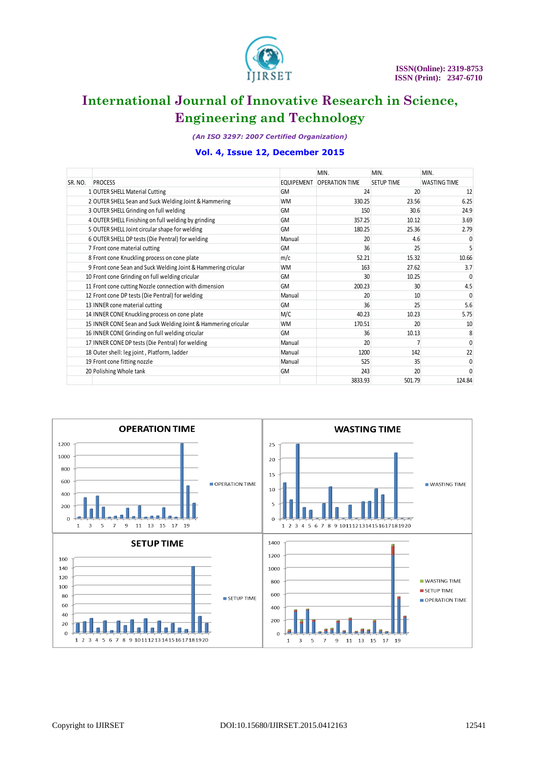| | | | MIN. | MIN. | MIN. |
|---|---|---|---|---|---|
| SR. NO. | PROCESS | EQUIPEMENT | OPERATION TIME | SETUP TIME | WASTING TIME |
| 1 | OUTER SHELL Material Cutting | GM | 24 | 20 | 12 |
| 2 | OUTER SHELL Sean and Suck Welding Joint & Hammering | WM | 330.25 | 23.56 | 6.25 |
| 3 | OUTER SHELL Grinding on full welding | GM | 150 | 30.6 | 24.9 |
| 4 | OUTER SHELL Finishing on full welding by grinding | GM | 357.25 | 10.12 | 3.69 |
| 5 | OUTER SHELL Joint circular shape for welding | GM | 180.25 | 25.36 | 2.79 |
| 6 | OUTER SHELL DP tests (Die Pentral) for welding | Manual | 20 | 4.6 | 0 |
| 7 | Front cone material cutting | GM | 36 | 25 | 5 |
| 8 | Front cone Knuckling process on cone plate | m/c | 52.21 | 15.32 | 10.66 |
| 9 | Front cone Sean and Suck Welding Joint & Hammering cricular | WM | 163 | 27.62 | 3.7 |
| 10 | Front cone Grinding on full welding cricular | GM | 30 | 10.25 | 0 |
| 11 | Front cone cutting Nozzle connection with dimension | GM | 200.23 | 30 | 4.5 |
| 12 | Front cone DP tests (Die Pentral) for welding | Manual | 20 | 10 | 0 |
| 13 | INNER cone material cutting | GM | 36 | 25 | 5.6 |
| 14 | INNER CONE Knuckling process on cone plate | M/C | 40.23 | 10.23 | 5.75 |
| 15 | INNER CONE Sean and Suck Welding Joint & Hammering cricular | WM | 170.51 | 20 | 10 |
| 16 | INNER CONE Grinding on full welding cricular | GM | 36 | 10.13 | 8 |
| 17 | INNER CONE DP tests (Die Pentral) for welding | Manual | 20 | 7 | 0 |
| 18 | Outer shell: leg joint , Platform, ladder | Manual | 1200 | 142 | 22 |
| 19 | Front cone fitting nozzle | Manual | 525 | 35 | 0 |
| 20 | Polishing Whole tank | GM | 243 | 20 | 0 |
| | | | 3833.93 | 501.79 | 124.84 |

OPERATION TIME

OPERATION TIME

WASTING TIME

WASTING TIME

SETUP TIME

SETUP TIME

WASTING TIME
SETUP TIME
OPERATION TIME